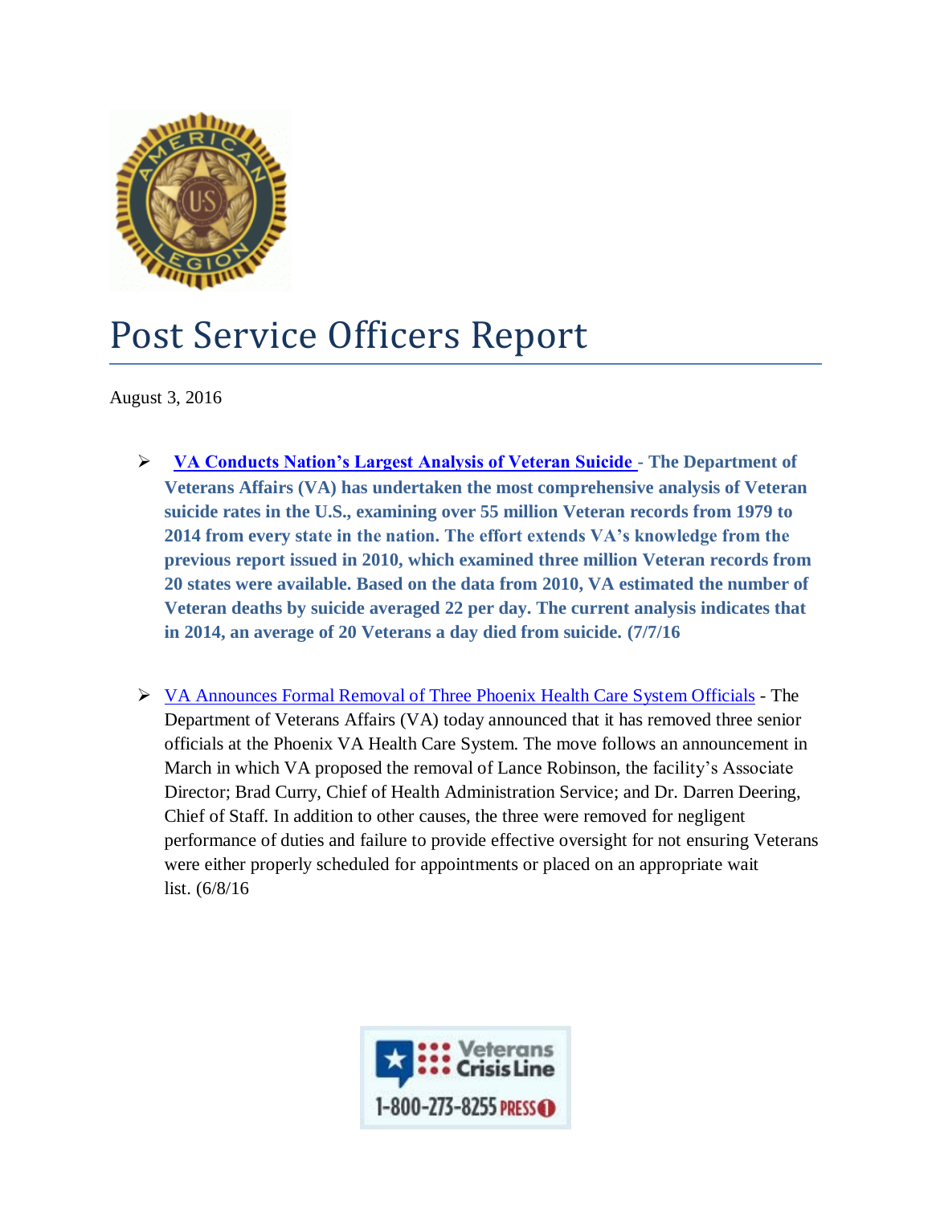# Post Service Officers Report

August 3, 2016

- **VA Conducts Nation's Largest Analysis of Veteran Suicide - The Department of Veterans Affairs (VA) has undertaken the most comprehensive analysis of Veteran suicide rates in the U.S., examining over 55 million Veteran records from 1979 to 2014 from every state in the nation. The effort extends VA's knowledge from the previous report issued in 2010, which examined three million Veteran records from 20 states were available. Based on the data from 2010, VA estimated the number of Veteran deaths by suicide averaged 22 per day. The current analysis indicates that in 2014, an average of 20 Veterans a day died from suicide. (7/7/16**

- VA Announces Formal Removal of Three Phoenix Health Care System Officials - The Department of Veterans Affairs (VA) today announced that it has removed three senior officials at the Phoenix VA Health Care System. The move follows an announcement in March in which VA proposed the removal of Lance Robinson, the facility's Associate Director; Brad Curry, Chief of Health Administration Service; and Dr. Darren Deering, Chief of Staff. In addition to other causes, the three were removed for negligent performance of duties and failure to provide effective oversight for not ensuring Veterans were either properly scheduled for appointments or placed on an appropriate wait list. (6/8/16

Veterans Crisis Line
1-800-273-8255 PRESS 1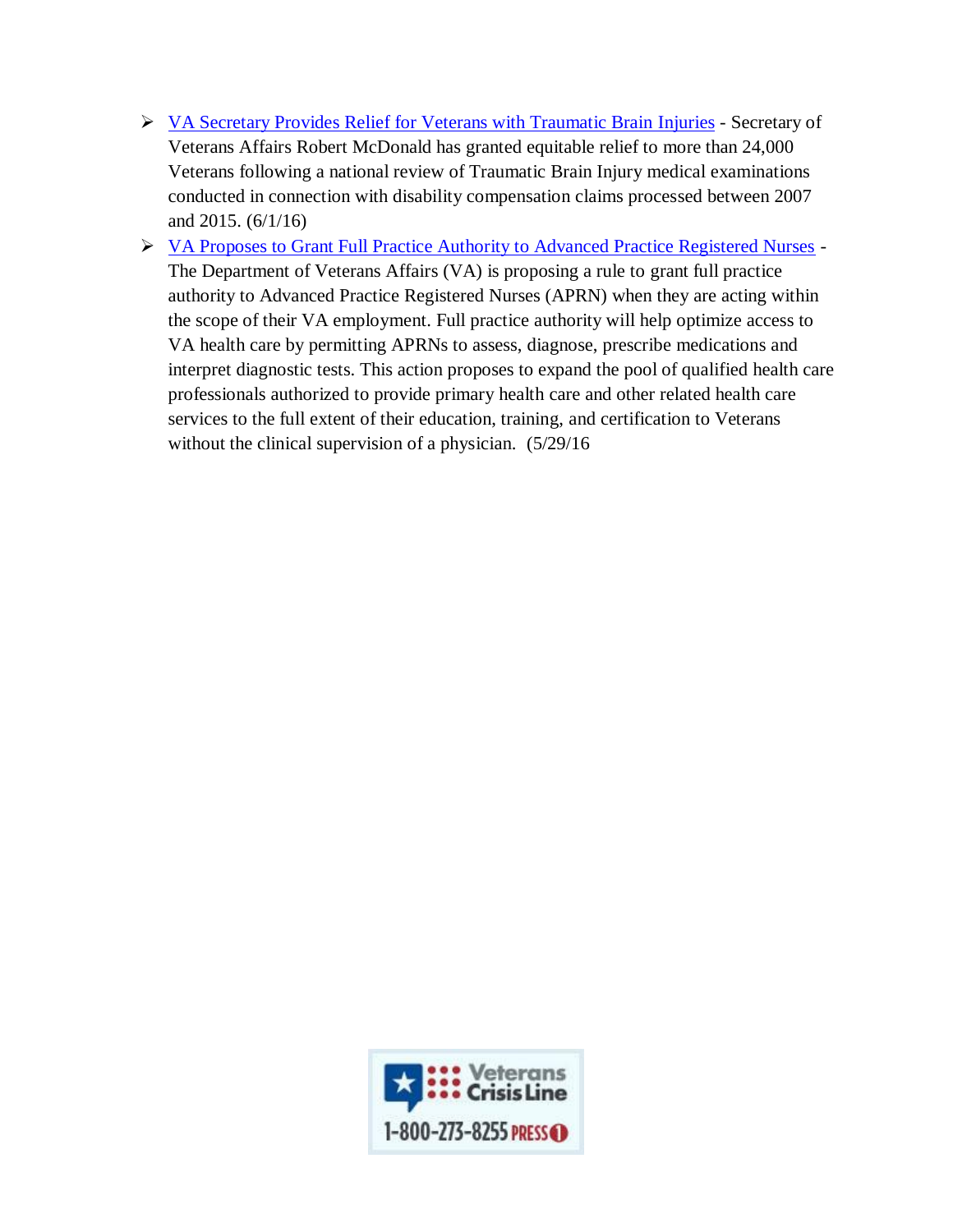- VA Secretary Provides Relief for Veterans with Traumatic Brain Injuries - Secretary of Veterans Affairs Robert McDonald has granted equitable relief to more than 24,000 Veterans following a national review of Traumatic Brain Injury medical examinations conducted in connection with disability compensation claims processed between 2007 and 2015. (6/1/16)
- VA Proposes to Grant Full Practice Authority to Advanced Practice Registered Nurses - The Department of Veterans Affairs (VA) is proposing a rule to grant full practice authority to Advanced Practice Registered Nurses (APRN) when they are acting within the scope of their VA employment. Full practice authority will help optimize access to VA health care by permitting APRNs to assess, diagnose, prescribe medications and interpret diagnostic tests. This action proposes to expand the pool of qualified health care professionals authorized to provide primary health care and other related health care services to the full extent of their education, training, and certification to Veterans without the clinical supervision of a physician. (5/29/16

Veterans Crisis Line

1-800-273-8255 PRESS 1